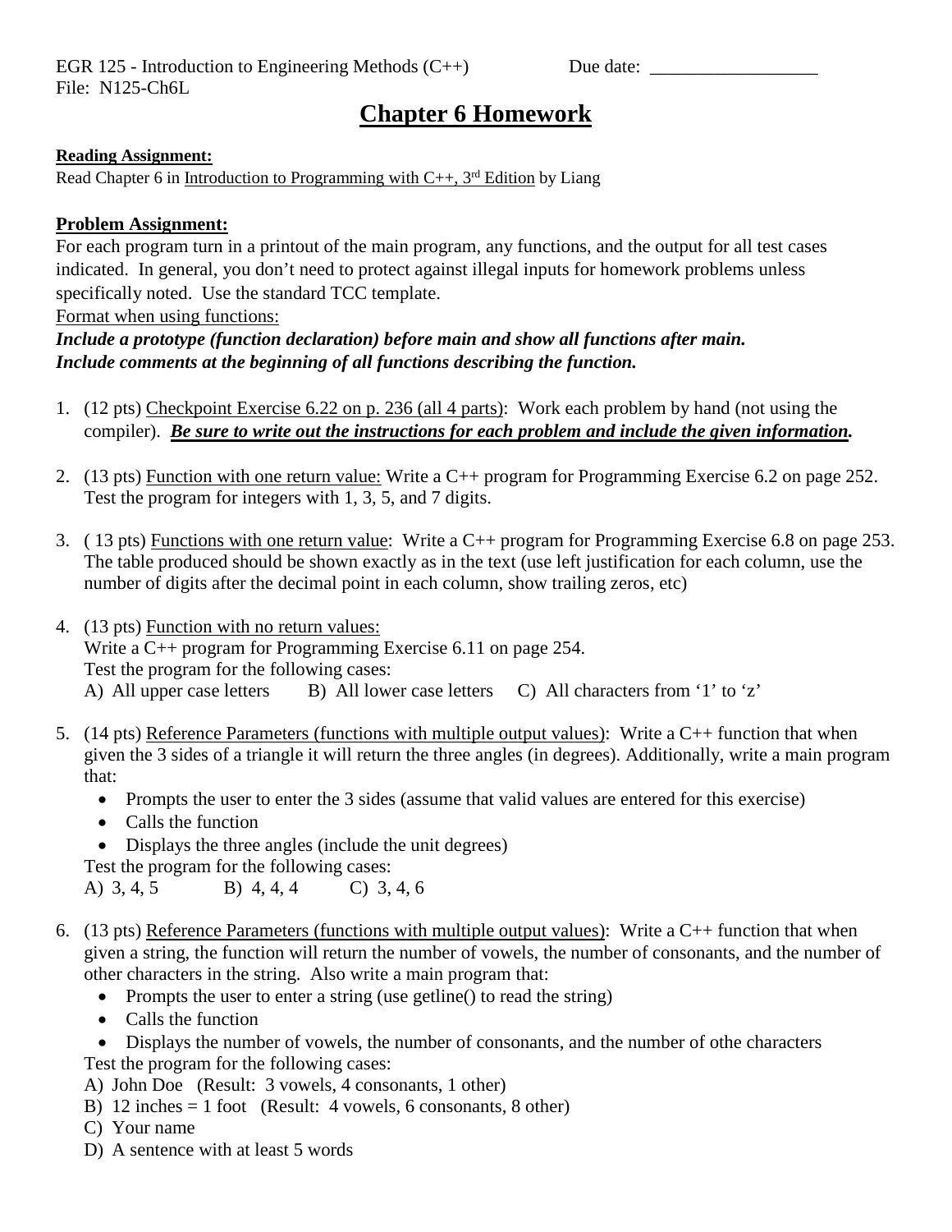EGR 125 - Introduction to Engineering Methods (C++) Due date: __________________
File: N125-Ch6L

# Chapter 6 Homework

**Reading Assignment:**

Read Chapter 6 in Introduction to Programming with C++, 3[rd] Edition by Liang

**Problem Assignment:**

For each program turn in a printout of the main program, any functions, and the output for all test cases indicated. In general, you don't need to protect against illegal inputs for homework problems unless specifically noted. Use the standard TCC template.

Format when using functions:

***Include a prototype (function declaration) before main and show all functions after main.***
***Include comments at the beginning of all functions describing the function.***

1. (12 pts) Checkpoint Exercise 6.22 on p. 236 (all 4 parts): Work each problem by hand (not using the compiler). ***Be sure to write out the instructions for each problem and include the given information.***

2. (13 pts) Function with one return value: Write a C++ program for Programming Exercise 6.2 on page 252. Test the program for integers with 1, 3, 5, and 7 digits.

3. ( 13 pts) Functions with one return value: Write a C++ program for Programming Exercise 6.8 on page 253. The table produced should be shown exactly as in the text (use left justification for each column, use the number of digits after the decimal point in each column, show trailing zeros, etc)

4. (13 pts) Function with no return values:
   Write a C++ program for Programming Exercise 6.11 on page 254.
   Test the program for the following cases:
   A) All upper case letters B) All lower case letters C) All characters from '1' to 'z'

5. (14 pts) Reference Parameters (functions with multiple output values): Write a C++ function that when given the 3 sides of a triangle it will return the three angles (in degrees). Additionally, write a main program that:
   - Prompts the user to enter the 3 sides (assume that valid values are entered for this exercise)
   - Calls the function
   - Displays the three angles (include the unit degrees)

   Test the program for the following cases:
   A) 3, 4, 5 B) 4, 4, 4 C) 3, 4, 6

6. (13 pts) Reference Parameters (functions with multiple output values): Write a C++ function that when given a string, the function will return the number of vowels, the number of consonants, and the number of other characters in the string. Also write a main program that:
   - Prompts the user to enter a string (use getline() to read the string)
   - Calls the function
   - Displays the number of vowels, the number of consonants, and the number of othe characters

   Test the program for the following cases:
   A) John Doe (Result: 3 vowels, 4 consonants, 1 other)
   B) 12 inches = 1 foot (Result: 4 vowels, 6 consonants, 8 other)
   C) Your name
   D) A sentence with at least 5 words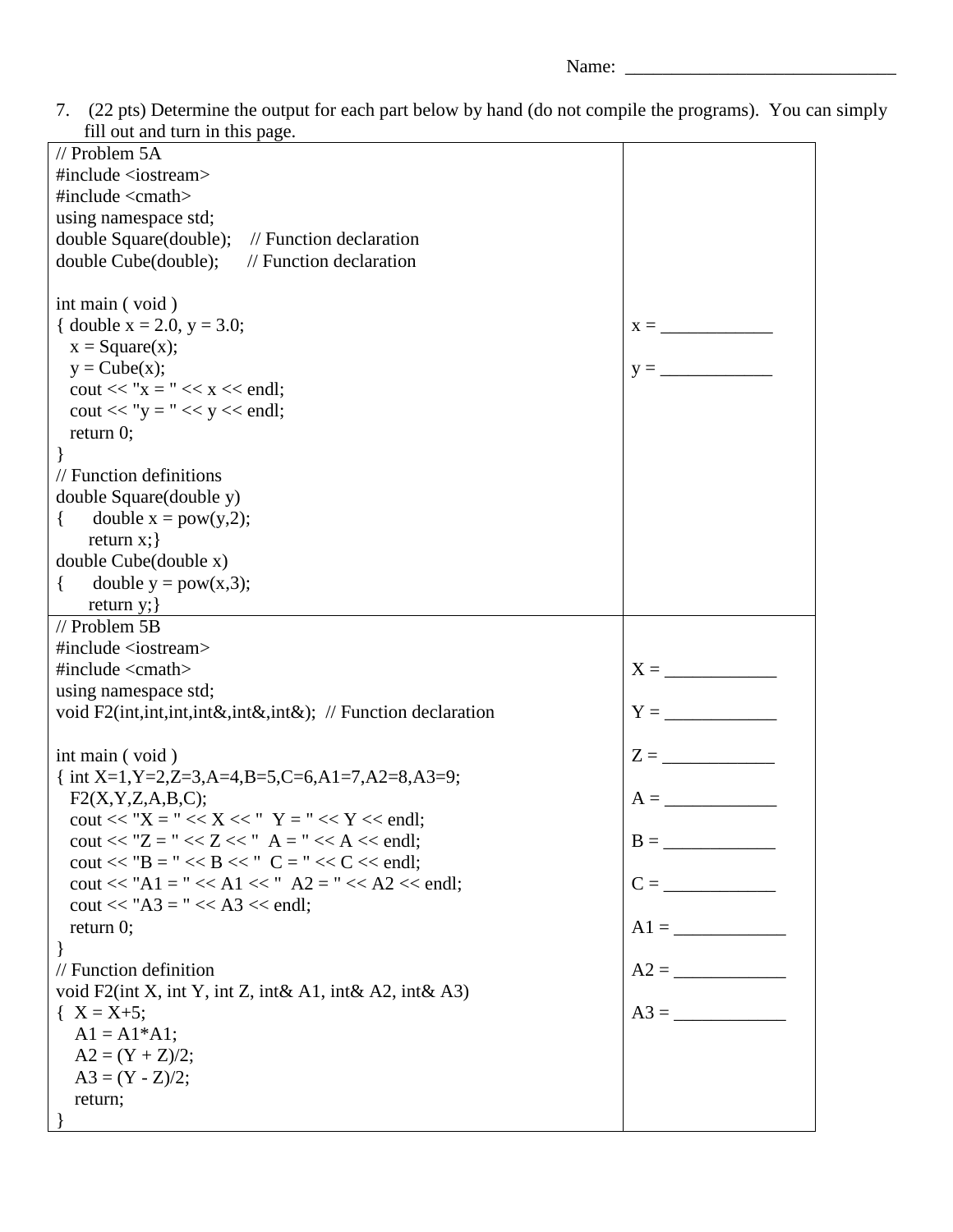Name: _____________________________

7. (22 pts) Determine the output for each part below by hand (do not compile the programs). You can simply fill out and turn in this page.

| | |
|---|---|
| <pre>// Problem 5A<br>#include <iostream><br>#include <cmath><br>using namespace std;<br>double Square(double);    // Function declaration<br>double Cube(double);      // Function declaration<br><br>int main ( void )<br>{ double x = 2.0, y = 3.0;<br>   x = Square(x);<br>   y = Cube(x);<br>   cout << "x = " << x << endl;<br>   cout << "y = " << y << endl;<br>   return 0;<br>}<br>// Function definitions<br>double Square(double y)<br>{      double x = pow(y,2);<br>       return x;}<br>double Cube(double x)<br>{      double y = pow(x,3);<br>       return y;}</pre> | x = ____________<br><br>y = ____________ |
| <pre>// Problem 5B<br>#include <iostream><br>#include <cmath><br>using namespace std;<br>void F2(int,int,int,int&,int&,int&);  // Function declaration<br><br>int main ( void )<br>{ int X=1,Y=2,Z=3,A=4,B=5,C=6,A1=7,A2=8,A3=9;<br>   F2(X,Y,Z,A,B,C);<br>   cout << "X = " << X << "  Y = " << Y << endl;<br>   cout << "Z = " << Z << "  A = " << A << endl;<br>   cout << "B = " << B << "  C = " << C << endl;<br>   cout << "A1 = " << A1 << "  A2 = " << A2 << endl;<br>   cout << "A3 = " << A3 << endl;<br>   return 0;<br>}<br>// Function definition<br>void F2(int X, int Y, int Z, int& A1, int& A2, int& A3)<br>{  X = X+5;<br>    A1 = A1*A1;<br>    A2 = (Y + Z)/2;<br>    A3 = (Y - Z)/2;<br>    return;<br>}</pre> | X = ____________<br><br>Y = ____________<br><br>Z = ____________<br><br>A = ____________<br><br>B = ____________<br><br>C = ____________<br><br>A1 = ____________<br><br>A2 = ____________<br><br>A3 = ____________ |